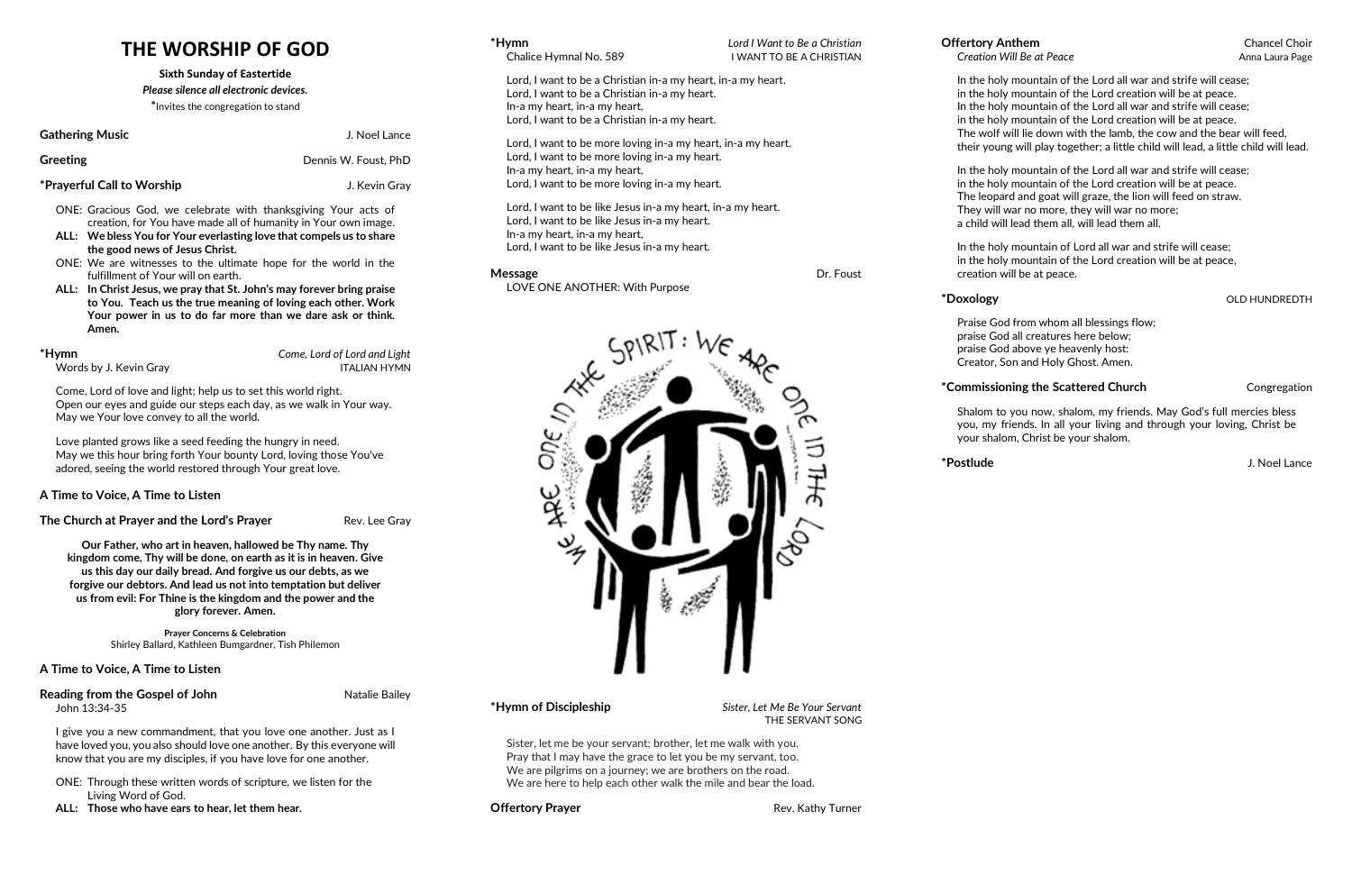# THE WORSHIP OF GOD

**Sixth Sunday of Eastertide**

***Please silence all electronic devices.***

*Invites the congregation to stand

**Gathering Music** J. Noel Lance

**Greeting** Dennis W. Foust, PhD

**\*Prayerful Call to Worship** J. Kevin Gray

ONE: Gracious God, we celebrate with thanksgiving Your acts of creation, for You have made all of humanity in Your own image.

**ALL: We bless You for Your everlasting love that compels us to share the good news of Jesus Christ.**

ONE: We are witnesses to the ultimate hope for the world in the fulfillment of Your will on earth.

**ALL: In Christ Jesus, we pray that St. John's may forever bring praise to You. Teach us the true meaning of loving each other. Work Your power in us to do far more than we dare ask or think. Amen.**

**\*Hymn** *Come, Lord of Lord and Light*
Words by J. Kevin Gray ITALIAN HYMN

Come, Lord of love and light; help us to set this world right.
Open our eyes and guide our steps each day, as we walk in Your way.
May we Your love convey to all the world.

Love planted grows like a seed feeding the hungry in need.
May we this hour bring forth Your bounty Lord, loving those You've adored, seeing the world restored through Your great love.

**A Time to Voice, A Time to Listen**

**The Church at Prayer and the Lord's Prayer** Rev. Lee Gray

**Our Father, who art in heaven, hallowed be Thy name. Thy kingdom come, Thy will be done, on earth as it is in heaven. Give us this day our daily bread. And forgive us our debts, as we forgive our debtors. And lead us not into temptation but deliver us from evil: For Thine is the kingdom and the power and the glory forever. Amen.**

**Prayer Concerns & Celebration**
Shirley Ballard, Kathleen Bumgardner, Tish Philemon

**A Time to Voice, A Time to Listen**

**Reading from the Gospel of John** Natalie Bailey
John 13:34-35

I give you a new commandment, that you love one another. Just as I have loved you, you also should love one another. By this everyone will know that you are my disciples, if you have love for one another.

ONE: Through these written words of scripture, we listen for the Living Word of God.

**ALL: Those who have ears to hear, let them hear.**

**\*Hymn** *Lord I Want to Be a Christian*
Chalice Hymnal No. 589 I WANT TO BE A CHRISTIAN

Lord, I want to be a Christian in-a my heart, in-a my heart.
Lord, I want to be a Christian in-a my heart.
In-a my heart, in-a my heart,
Lord, I want to be a Christian in-a my heart.

Lord, I want to be more loving in-a my heart, in-a my heart.
Lord, I want to be more loving in-a my heart.
In-a my heart, in-a my heart,
Lord, I want to be more loving in-a my heart.

Lord, I want to be like Jesus in-a my heart, in-a my heart.
Lord, I want to be like Jesus in-a my heart.
In-a my heart, in-a my heart,
Lord, I want to be like Jesus in-a my heart.

**Message** Dr. Foust
LOVE ONE ANOTHER: With Purpose

WE ARE ONE IN THE SPIRIT: WE ARE ONE IN THE LORD

**\*Hymn of Discipleship** *Sister, Let Me Be Your Servant*
THE SERVANT SONG

Sister, let me be your servant; brother, let me walk with you.
Pray that I may have the grace to let you be my servant, too.
We are pilgrims on a journey; we are brothers on the road.
We are here to help each other walk the mile and bear the load.

**Offertory Prayer** Rev. Kathy Turner

**Offertory Anthem** Chancel Choir
*Creation Will Be at Peace* Anna Laura Page

In the holy mountain of the Lord all war and strife will cease;
in the holy mountain of the Lord creation will be at peace.
In the holy mountain of the Lord all war and strife will cease;
in the holy mountain of the Lord creation will be at peace.
The wolf will lie down with the lamb, the cow and the bear will feed,
their young will play together; a little child will lead, a little child will lead.

In the holy mountain of the Lord all war and strife will cease;
in the holy mountain of the Lord creation will be at peace.
The leopard and goat will graze, the lion will feed on straw.
They will war no more, they will war no more;
a child will lead them all, will lead them all.

In the holy mountain of Lord all war and strife will cease;
in the holy mountain of the Lord creation will be at peace,
creation will be at peace.

**\*Doxology** OLD HUNDREDTH

Praise God from whom all blessings flow;
praise God all creatures here below;
praise God above ye heavenly host:
Creator, Son and Holy Ghost. Amen.

**\*Commissioning the Scattered Church** Congregation

Shalom to you now, shalom, my friends. May God's full mercies bless you, my friends. In all your living and through your loving, Christ be your shalom, Christ be your shalom.

**\*Postlude** J. Noel Lance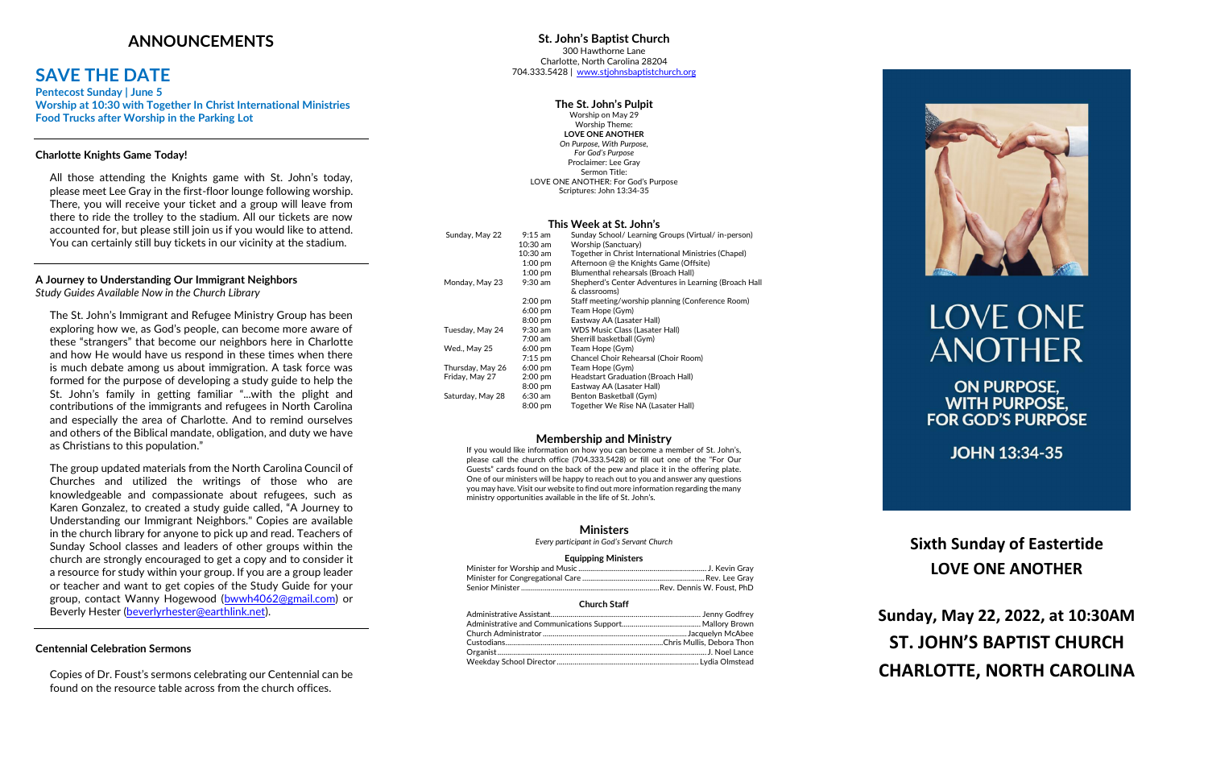# ANNOUNCEMENTS

## SAVE THE DATE

**Pentecost Sunday | June 5**
**Worship at 10:30 with Together In Christ International Ministries**
**Food Trucks after Worship in the Parking Lot**

---

**Charlotte Knights Game Today!**

All those attending the Knights game with St. John's today, please meet Lee Gray in the first-floor lounge following worship. There, you will receive your ticket and a group will leave from there to ride the trolley to the stadium. All our tickets are now accounted for, but please still join us if you would like to attend. You can certainly still buy tickets in our vicinity at the stadium.

---

**A Journey to Understanding Our Immigrant Neighbors**
*Study Guides Available Now in the Church Library*

The St. John's Immigrant and Refugee Ministry Group has been exploring how we, as God's people, can become more aware of these "strangers" that become our neighbors here in Charlotte and how He would have us respond in these times when there is much debate among us about immigration. A task force was formed for the purpose of developing a study guide to help the St. John's family in getting familiar "...with the plight and contributions of the immigrants and refugees in North Carolina and especially the area of Charlotte. And to remind ourselves and others of the Biblical mandate, obligation, and duty we have as Christians to this population."

The group updated materials from the North Carolina Council of Churches and utilized the writings of those who are knowledgeable and compassionate about refugees, such as Karen Gonzalez, to created a study guide called, "A Journey to Understanding Our Immigrant Neighbors." Copies are available in the church library for anyone to pick up and read. Teachers of Sunday School classes and leaders of other groups within the church are strongly encouraged to get a copy and to consider it a resource for study within your group. If you are a group leader or teacher and want to get copies of the Study Guide for your group, contact Wanny Hogewood (bwwh4062@gmail.com) or Beverly Hester (beverlyrhester@earthlink.net).

---

**Centennial Celebration Sermons**

Copies of Dr. Foust's sermons celebrating our Centennial can be found on the resource table across from the church offices.

## St. John's Baptist Church

300 Hawthorne Lane
Charlotte, North Carolina 28204
704.333.5428 | www.stjohnsbaptistchurch.org

### The St. John's Pulpit

Worship on May 29
Worship Theme:
**LOVE ONE ANOTHER**
*On Purpose, With Purpose,*
*For God's Purpose*
Proclaimer: Lee Gray
Sermon Title:
LOVE ONE ANOTHER: For God's Purpose
Scriptures: John 13:34-35

### This Week at St. John's

| | | |
|---|---|---|
| Sunday, May 22 | 9:15 am | Sunday School/ Learning Groups (Virtual/ in-person) |
| | 10:30 am | Worship (Sanctuary) |
| | 10:30 am | Together in Christ International Ministries (Chapel) |
| | 1:00 pm | Afternoon @ the Knights Game (Offsite) |
| | 1:00 pm | Blumenthal rehearsals (Broach Hall) |
| Monday, May 23 | 9:30 am | Shepherd's Center Adventures in Learning (Broach Hall & classrooms) |
| | 2:00 pm | Staff meeting/worship planning (Conference Room) |
| | 6:00 pm | Team Hope (Gym) |
| | 8:00 pm | Eastway AA (Lasater Hall) |
| Tuesday, May 24 | 9:30 am | WDS Music Class (Lasater Hall) |
| | 7:00 am | Sherrill basketball (Gym) |
| Wed., May 25 | 6:00 pm | Team Hope (Gym) |
| | 7:15 pm | Chancel Choir Rehearsal (Choir Room) |
| Thursday, May 26 | 6:00 pm | Team Hope (Gym) |
| Friday, May 27 | 2:00 pm | Headstart Graduation (Broach Hall) |
| | 8:00 pm | Eastway AA (Lasater Hall) |
| Saturday, May 28 | 6:30 am | Benton Basketball (Gym) |
| | 8:00 pm | Together We Rise NA (Lasater Hall) |

### Membership and Ministry

If you would like information on how you can become a member of St. John's, please call the church office (704.333.5428) or fill out one of the "For Our Guests" cards found on the back of the pew and place it in the offering plate. One of our ministers will be happy to reach out to you and answer any questions you may have. Visit our website to find out more information regarding the many ministry opportunities available in the life of St. John's.

### Ministers

*Every participant in God's Servant Church*

**Equipping Ministers**

Minister for Worship and Music .......... J. Kevin Gray
Minister for Congregational Care .......... Rev. Lee Gray
Senior Minister .......... Rev. Dennis W. Foust, PhD

**Church Staff**

Administrative Assistant .......... Jenny Godfrey
Administrative and Communications Support .......... Mallory Brown
Church Administrator .......... Jacquelyn McAbee
Custodians .......... Chris Mullis, Debora Thon
Organist .......... J. Noel Lance
Weekday School Director .......... Lydia Olmstead

LOVE ONE ANOTHER

ON PURPOSE,
WITH PURPOSE,
FOR GOD'S PURPOSE

JOHN 13:34-35

## Sixth Sunday of Eastertide
## LOVE ONE ANOTHER

## Sunday, May 22, 2022, at 10:30AM
## ST. JOHN'S BAPTIST CHURCH
## CHARLOTTE, NORTH CAROLINA